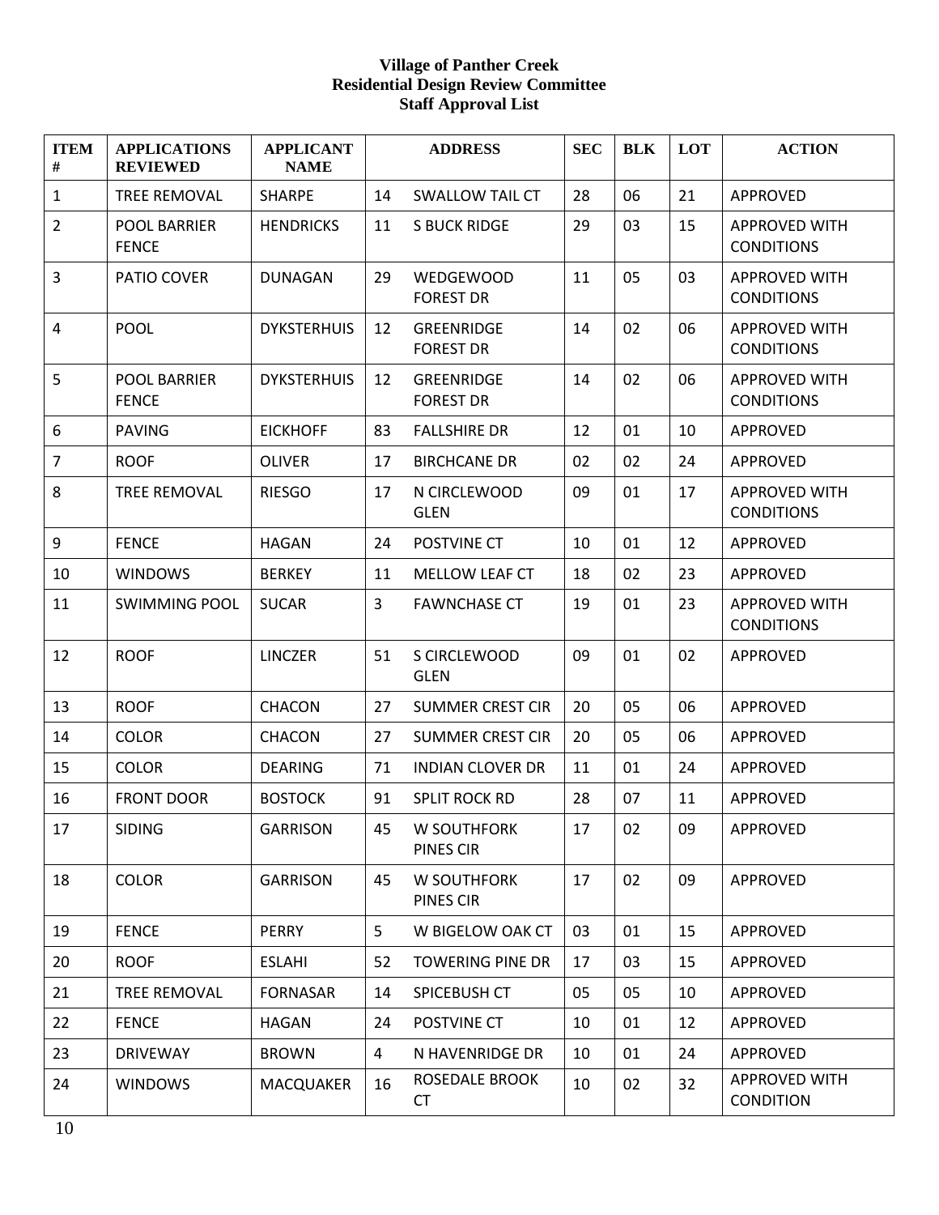**Village of Panther Creek**
**Residential Design Review Committee**
**Staff Approval List**

| ITEM # | APPLICATIONS REVIEWED | APPLICANT NAME | ADDRESS | | SEC | BLK | LOT | ACTION |
|---|---|---|---|---|---|---|---|---|
| 1 | TREE REMOVAL | SHARPE | 14 | SWALLOW TAIL CT | 28 | 06 | 21 | APPROVED |
| 2 | POOL BARRIER FENCE | HENDRICKS | 11 | S BUCK RIDGE | 29 | 03 | 15 | APPROVED WITH CONDITIONS |
| 3 | PATIO COVER | DUNAGAN | 29 | WEDGEWOOD FOREST DR | 11 | 05 | 03 | APPROVED WITH CONDITIONS |
| 4 | POOL | DYKSTERHUIS | 12 | GREENRIDGE FOREST DR | 14 | 02 | 06 | APPROVED WITH CONDITIONS |
| 5 | POOL BARRIER FENCE | DYKSTERHUIS | 12 | GREENRIDGE FOREST DR | 14 | 02 | 06 | APPROVED WITH CONDITIONS |
| 6 | PAVING | EICKHOFF | 83 | FALLSHIRE DR | 12 | 01 | 10 | APPROVED |
| 7 | ROOF | OLIVER | 17 | BIRCHCANE DR | 02 | 02 | 24 | APPROVED |
| 8 | TREE REMOVAL | RIESGO | 17 | N CIRCLEWOOD GLEN | 09 | 01 | 17 | APPROVED WITH CONDITIONS |
| 9 | FENCE | HAGAN | 24 | POSTVINE CT | 10 | 01 | 12 | APPROVED |
| 10 | WINDOWS | BERKEY | 11 | MELLOW LEAF CT | 18 | 02 | 23 | APPROVED |
| 11 | SWIMMING POOL | SUCAR | 3 | FAWNCHASE CT | 19 | 01 | 23 | APPROVED WITH CONDITIONS |
| 12 | ROOF | LINCZER | 51 | S CIRCLEWOOD GLEN | 09 | 01 | 02 | APPROVED |
| 13 | ROOF | CHACON | 27 | SUMMER CREST CIR | 20 | 05 | 06 | APPROVED |
| 14 | COLOR | CHACON | 27 | SUMMER CREST CIR | 20 | 05 | 06 | APPROVED |
| 15 | COLOR | DEARING | 71 | INDIAN CLOVER DR | 11 | 01 | 24 | APPROVED |
| 16 | FRONT DOOR | BOSTOCK | 91 | SPLIT ROCK RD | 28 | 07 | 11 | APPROVED |
| 17 | SIDING | GARRISON | 45 | W SOUTHFORK PINES CIR | 17 | 02 | 09 | APPROVED |
| 18 | COLOR | GARRISON | 45 | W SOUTHFORK PINES CIR | 17 | 02 | 09 | APPROVED |
| 19 | FENCE | PERRY | 5 | W BIGELOW OAK CT | 03 | 01 | 15 | APPROVED |
| 20 | ROOF | ESLAHI | 52 | TOWERING PINE DR | 17 | 03 | 15 | APPROVED |
| 21 | TREE REMOVAL | FORNASAR | 14 | SPICEBUSH CT | 05 | 05 | 10 | APPROVED |
| 22 | FENCE | HAGAN | 24 | POSTVINE CT | 10 | 01 | 12 | APPROVED |
| 23 | DRIVEWAY | BROWN | 4 | N HAVENRIDGE DR | 10 | 01 | 24 | APPROVED |
| 24 | WINDOWS | MACQUAKER | 16 | ROSEDALE BROOK CT | 10 | 02 | 32 | APPROVED WITH CONDITION |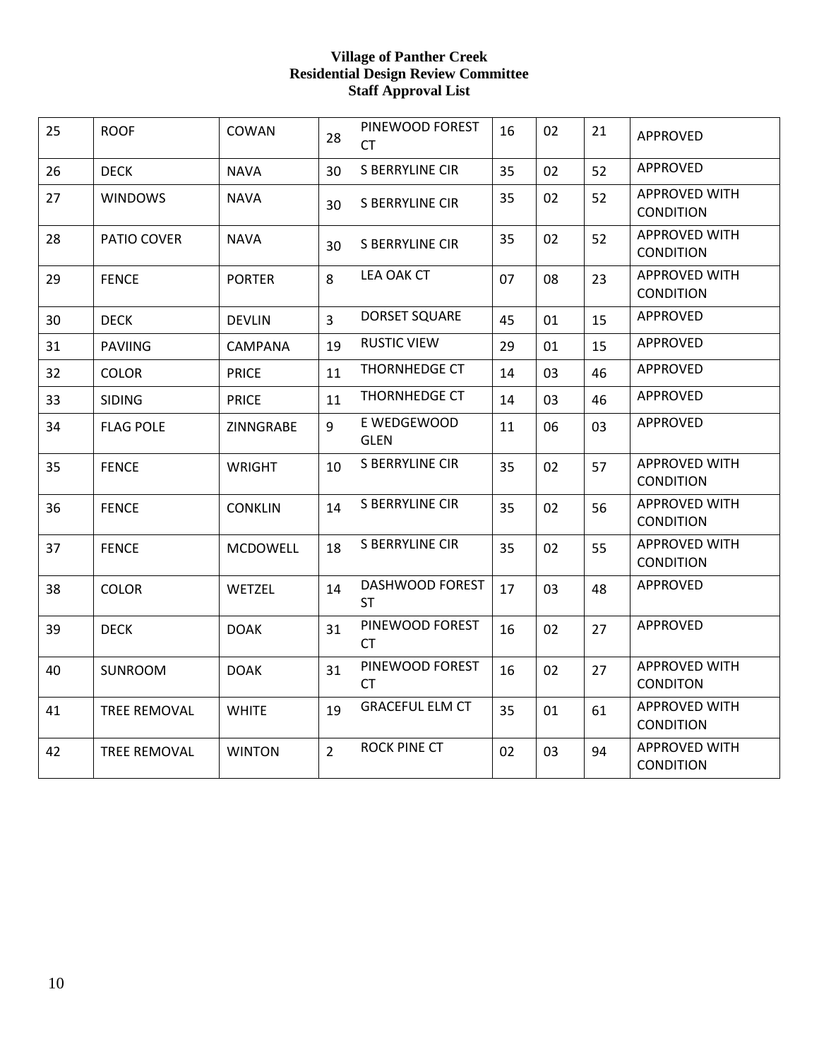**Village of Panther Creek**
**Residential Design Review Committee**
**Staff Approval List**

| | | | | | | | | |
|---|---|---|---|---|---|---|---|---|
| 25 | ROOF | COWAN | 28 | PINEWOOD FOREST CT | 16 | 02 | 21 | APPROVED |
| 26 | DECK | NAVA | 30 | S BERRYLINE CIR | 35 | 02 | 52 | APPROVED |
| 27 | WINDOWS | NAVA | 30 | S BERRYLINE CIR | 35 | 02 | 52 | APPROVED WITH CONDITION |
| 28 | PATIO COVER | NAVA | 30 | S BERRYLINE CIR | 35 | 02 | 52 | APPROVED WITH CONDITION |
| 29 | FENCE | PORTER | 8 | LEA OAK CT | 07 | 08 | 23 | APPROVED WITH CONDITION |
| 30 | DECK | DEVLIN | 3 | DORSET SQUARE | 45 | 01 | 15 | APPROVED |
| 31 | PAVIING | CAMPANA | 19 | RUSTIC VIEW | 29 | 01 | 15 | APPROVED |
| 32 | COLOR | PRICE | 11 | THORNHEDGE CT | 14 | 03 | 46 | APPROVED |
| 33 | SIDING | PRICE | 11 | THORNHEDGE CT | 14 | 03 | 46 | APPROVED |
| 34 | FLAG POLE | ZINNGRABE | 9 | E WEDGEWOOD GLEN | 11 | 06 | 03 | APPROVED |
| 35 | FENCE | WRIGHT | 10 | S BERRYLINE CIR | 35 | 02 | 57 | APPROVED WITH CONDITION |
| 36 | FENCE | CONKLIN | 14 | S BERRYLINE CIR | 35 | 02 | 56 | APPROVED WITH CONDITION |
| 37 | FENCE | MCDOWELL | 18 | S BERRYLINE CIR | 35 | 02 | 55 | APPROVED WITH CONDITION |
| 38 | COLOR | WETZEL | 14 | DASHWOOD FOREST ST | 17 | 03 | 48 | APPROVED |
| 39 | DECK | DOAK | 31 | PINEWOOD FOREST CT | 16 | 02 | 27 | APPROVED |
| 40 | SUNROOM | DOAK | 31 | PINEWOOD FOREST CT | 16 | 02 | 27 | APPROVED WITH CONDITON |
| 41 | TREE REMOVAL | WHITE | 19 | GRACEFUL ELM CT | 35 | 01 | 61 | APPROVED WITH CONDITION |
| 42 | TREE REMOVAL | WINTON | 2 | ROCK PINE CT | 02 | 03 | 94 | APPROVED WITH CONDITION |